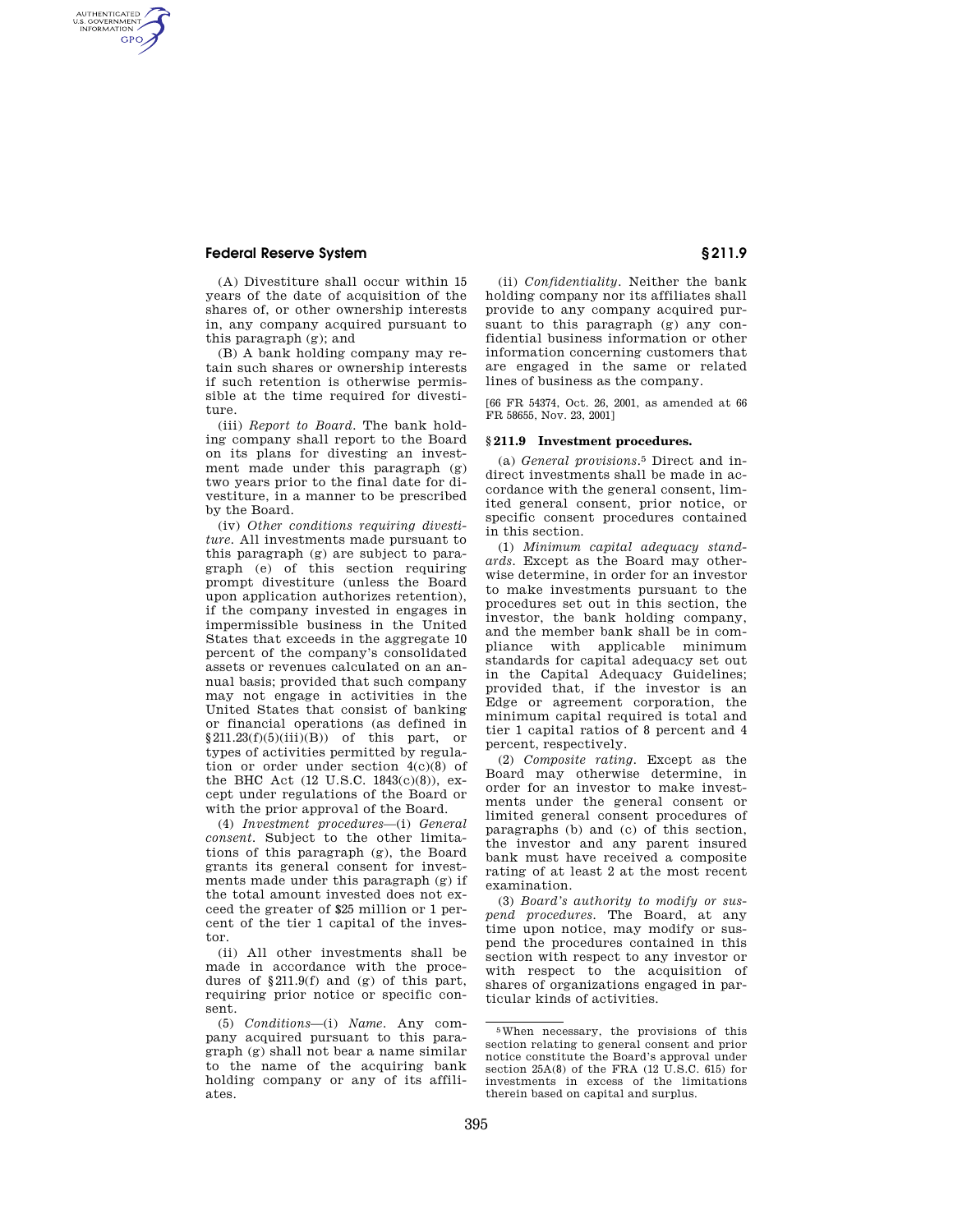(A) Divestiture shall occur within 15 years of the date of acquisition of the shares of, or other ownership interests in, any company acquired pursuant to this paragraph (g); and

(B) A bank holding company may retain such shares or ownership interests if such retention is otherwise permissible at the time required for divestiture.

(iii) *Report to Board.* The bank holding company shall report to the Board on its plans for divesting an investment made under this paragraph (g) two years prior to the final date for divestiture, in a manner to be prescribed by the Board.

(iv) *Other conditions requiring divestiture.* All investments made pursuant to this paragraph (g) are subject to paragraph (e) of this section requiring prompt divestiture (unless the Board upon application authorizes retention), if the company invested in engages in impermissible business in the United States that exceeds in the aggregate 10 percent of the company's consolidated assets or revenues calculated on an annual basis; provided that such company may not engage in activities in the United States that consist of banking or financial operations (as defined in §211.23(f)(5)(iii)(B)) of this part, or types of activities permitted by regulation or order under section 4(c)(8) of the BHC Act (12 U.S.C. 1843(c)(8)), except under regulations of the Board or with the prior approval of the Board.

(4) *Investment procedures*—(i) *General consent.* Subject to the other limitations of this paragraph (g), the Board grants its general consent for investments made under this paragraph (g) if the total amount invested does not exceed the greater of $25 million or 1 percent of the tier 1 capital of the investor.

(ii) All other investments shall be made in accordance with the procedures of §211.9(f) and (g) of this part, requiring prior notice or specific consent.

(5) *Conditions*—(i) *Name.* Any company acquired pursuant to this paragraph (g) shall not bear a name similar to the name of the acquiring bank holding company or any of its affiliates.

(ii) *Confidentiality.* Neither the bank holding company nor its affiliates shall provide to any company acquired pursuant to this paragraph (g) any confidential business information or other information concerning customers that are engaged in the same or related lines of business as the company.

[66 FR 54374, Oct. 26, 2001, as amended at 66 FR 58655, Nov. 23, 2001]

## §211.9 Investment procedures.

(a) *General provisions.*[5] Direct and indirect investments shall be made in accordance with the general consent, limited general consent, prior notice, or specific consent procedures contained in this section.

(1) *Minimum capital adequacy standards.* Except as the Board may otherwise determine, in order for an investor to make investments pursuant to the procedures set out in this section, the investor, the bank holding company, and the member bank shall be in compliance with applicable minimum standards for capital adequacy set out in the Capital Adequacy Guidelines; provided that, if the investor is an Edge or agreement corporation, the minimum capital required is total and tier 1 capital ratios of 8 percent and 4 percent, respectively.

(2) *Composite rating.* Except as the Board may otherwise determine, in order for an investor to make investments under the general consent or limited general consent procedures of paragraphs (b) and (c) of this section, the investor and any parent insured bank must have received a composite rating of at least 2 at the most recent examination.

(3) *Board's authority to modify or suspend procedures.* The Board, at any time upon notice, may modify or suspend the procedures contained in this section with respect to any investor or with respect to the acquisition of shares of organizations engaged in particular kinds of activities.

---

[5] When necessary, the provisions of this section relating to general consent and prior notice constitute the Board's approval under section 25A(8) of the FRA (12 U.S.C. 615) for investments in excess of the limitations therein based on capital and surplus.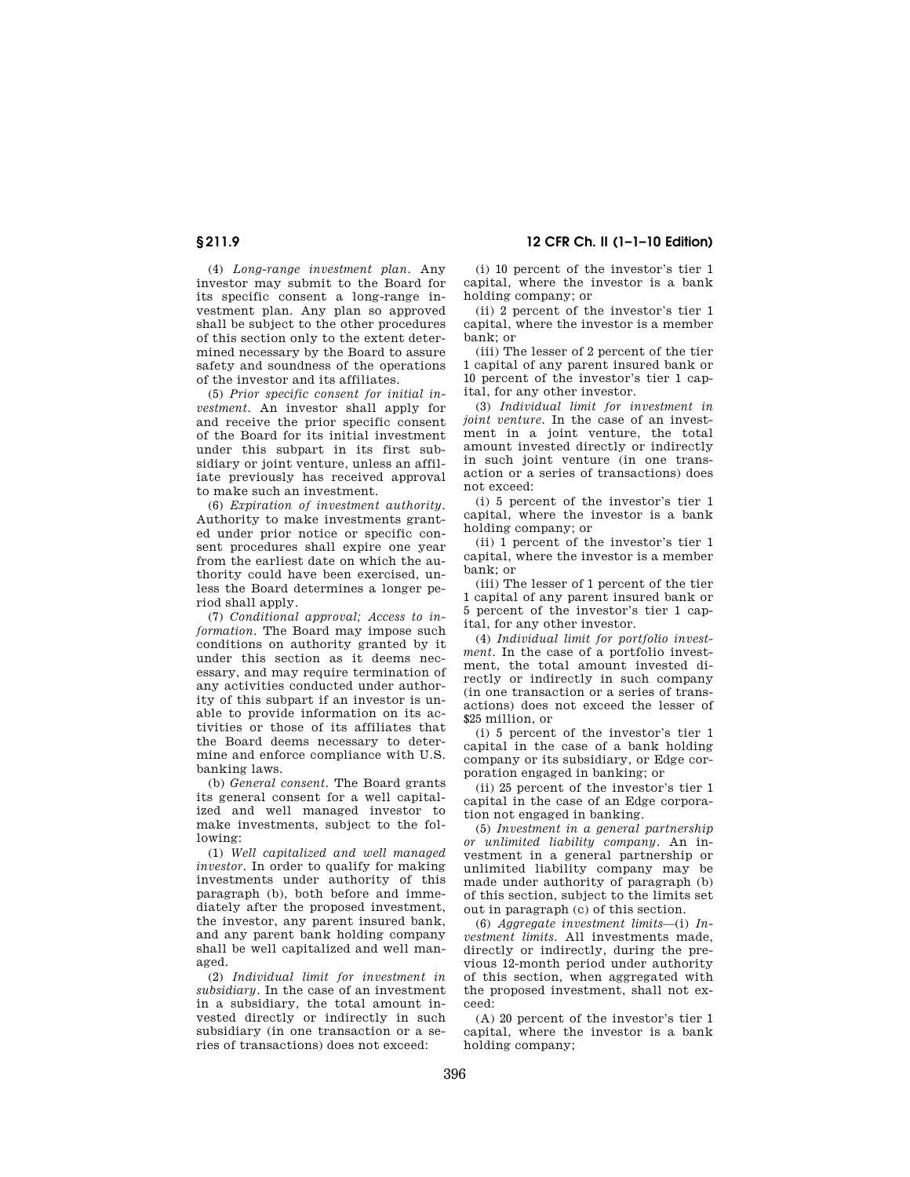(4) *Long-range investment plan.* Any investor may submit to the Board for its specific consent a long-range investment plan. Any plan so approved shall be subject to the other procedures of this section only to the extent determined necessary by the Board to assure safety and soundness of the operations of the investor and its affiliates.

(5) *Prior specific consent for initial investment.* An investor shall apply for and receive the prior specific consent of the Board for its initial investment under this subpart in its first subsidiary or joint venture, unless an affiliate previously has received approval to make such an investment.

(6) *Expiration of investment authority.* Authority to make investments granted under prior notice or specific consent procedures shall expire one year from the earliest date on which the authority could have been exercised, unless the Board determines a longer period shall apply.

(7) *Conditional approval; Access to information.* The Board may impose such conditions on authority granted by it under this section as it deems necessary, and may require termination of any activities conducted under authority of this subpart if an investor is unable to provide information on its activities or those of its affiliates that the Board deems necessary to determine and enforce compliance with U.S. banking laws.

(b) *General consent.* The Board grants its general consent for a well capitalized and well managed investor to make investments, subject to the following:

(1) *Well capitalized and well managed investor.* In order to qualify for making investments under authority of this paragraph (b), both before and immediately after the proposed investment, the investor, any parent insured bank, and any parent bank holding company shall be well capitalized and well managed.

(2) *Individual limit for investment in subsidiary.* In the case of an investment in a subsidiary, the total amount invested directly or indirectly in such subsidiary (in one transaction or a series of transactions) does not exceed:

(i) 10 percent of the investor's tier 1 capital, where the investor is a bank holding company; or

(ii) 2 percent of the investor's tier 1 capital, where the investor is a member bank; or

(iii) The lesser of 2 percent of the tier 1 capital of any parent insured bank or 10 percent of the investor's tier 1 capital, for any other investor.

(3) *Individual limit for investment in joint venture.* In the case of an investment in a joint venture, the total amount invested directly or indirectly in such joint venture (in one transaction or a series of transactions) does not exceed:

(i) 5 percent of the investor's tier 1 capital, where the investor is a bank holding company; or

(ii) 1 percent of the investor's tier 1 capital, where the investor is a member bank; or

(iii) The lesser of 1 percent of the tier 1 capital of any parent insured bank or 5 percent of the investor's tier 1 capital, for any other investor.

(4) *Individual limit for portfolio investment.* In the case of a portfolio investment, the total amount invested directly or indirectly in such company (in one transaction or a series of transactions) does not exceed the lesser of $25 million, or

(i) 5 percent of the investor's tier 1 capital in the case of a bank holding company or its subsidiary, or Edge corporation engaged in banking; or

(ii) 25 percent of the investor's tier 1 capital in the case of an Edge corporation not engaged in banking.

(5) *Investment in a general partnership or unlimited liability company.* An investment in a general partnership or unlimited liability company may be made under authority of paragraph (b) of this section, subject to the limits set out in paragraph (c) of this section.

(6) *Aggregate investment limits*—(i) *Investment limits.* All investments made, directly or indirectly, during the previous 12-month period under authority of this section, when aggregated with the proposed investment, shall not exceed:

(A) 20 percent of the investor's tier 1 capital, where the investor is a bank holding company;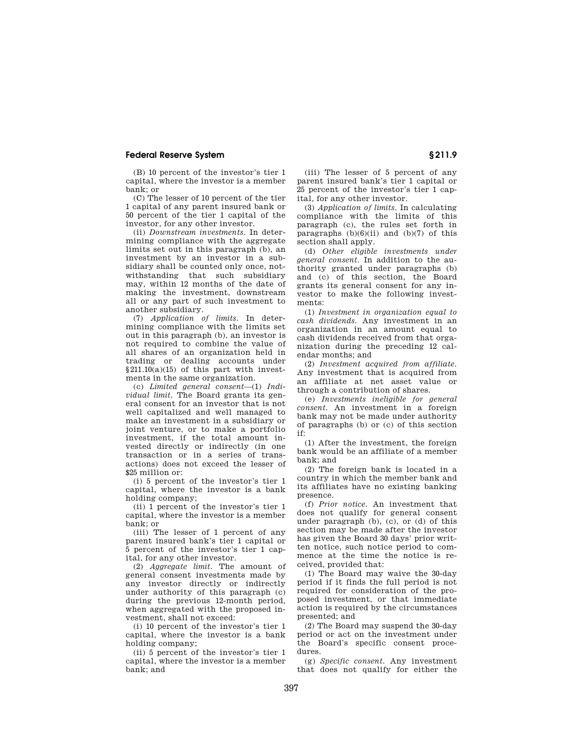(B) 10 percent of the investor's tier 1 capital, where the investor is a member bank; or

(C) The lesser of 10 percent of the tier 1 capital of any parent insured bank or 50 percent of the tier 1 capital of the investor, for any other investor.

(ii) *Downstream investments.* In determining compliance with the aggregate limits set out in this paragraph (b), an investment by an investor in a subsidiary shall be counted only once, notwithstanding that such subsidiary may, within 12 months of the date of making the investment, downstream all or any part of such investment to another subsidiary.

(7) *Application of limits.* In determining compliance with the limits set out in this paragraph (b), an investor is not required to combine the value of all shares of an organization held in trading or dealing accounts under §211.10(a)(15) of this part with investments in the same organization.

(c) *Limited general consent*—(1) *Individual limit.* The Board grants its general consent for an investor that is not well capitalized and well managed to make an investment in a subsidiary or joint venture, or to make a portfolio investment, if the total amount invested directly or indirectly (in one transaction or in a series of transactions) does not exceed the lesser of $25 million or:

(i) 5 percent of the investor's tier 1 capital, where the investor is a bank holding company;

(ii) 1 percent of the investor's tier 1 capital, where the investor is a member bank; or

(iii) The lesser of 1 percent of any parent insured bank's tier 1 capital or 5 percent of the investor's tier 1 capital, for any other investor.

(2) *Aggregate limit.* The amount of general consent investments made by any investor directly or indirectly under authority of this paragraph (c) during the previous 12-month period, when aggregated with the proposed investment, shall not exceed:

(i) 10 percent of the investor's tier 1 capital, where the investor is a bank holding company;

(ii) 5 percent of the investor's tier 1 capital, where the investor is a member bank; and

(iii) The lesser of 5 percent of any parent insured bank's tier 1 capital or 25 percent of the investor's tier 1 capital, for any other investor.

(3) *Application of limits.* In calculating compliance with the limits of this paragraph (c), the rules set forth in paragraphs (b)(6)(ii) and (b)(7) of this section shall apply.

(d) *Other eligible investments under general consent.* In addition to the authority granted under paragraphs (b) and (c) of this section, the Board grants its general consent for any investor to make the following investments:

(1) *Investment in organization equal to cash dividends.* Any investment in an organization in an amount equal to cash dividends received from that organization during the preceding 12 calendar months; and

(2) *Investment acquired from affiliate.* Any investment that is acquired from an affiliate at net asset value or through a contribution of shares.

(e) *Investments ineligible for general consent.* An investment in a foreign bank may not be made under authority of paragraphs (b) or (c) of this section if:

(1) After the investment, the foreign bank would be an affiliate of a member bank; and

(2) The foreign bank is located in a country in which the member bank and its affiliates have no existing banking presence.

(f) *Prior notice.* An investment that does not qualify for general consent under paragraph (b), (c), or (d) of this section may be made after the investor has given the Board 30 days' prior written notice, such notice period to commence at the time the notice is received, provided that:

(1) The Board may waive the 30-day period if it finds the full period is not required for consideration of the proposed investment, or that immediate action is required by the circumstances presented; and

(2) The Board may suspend the 30-day period or act on the investment under the Board's specific consent procedures.

(g) *Specific consent.* Any investment that does not qualify for either the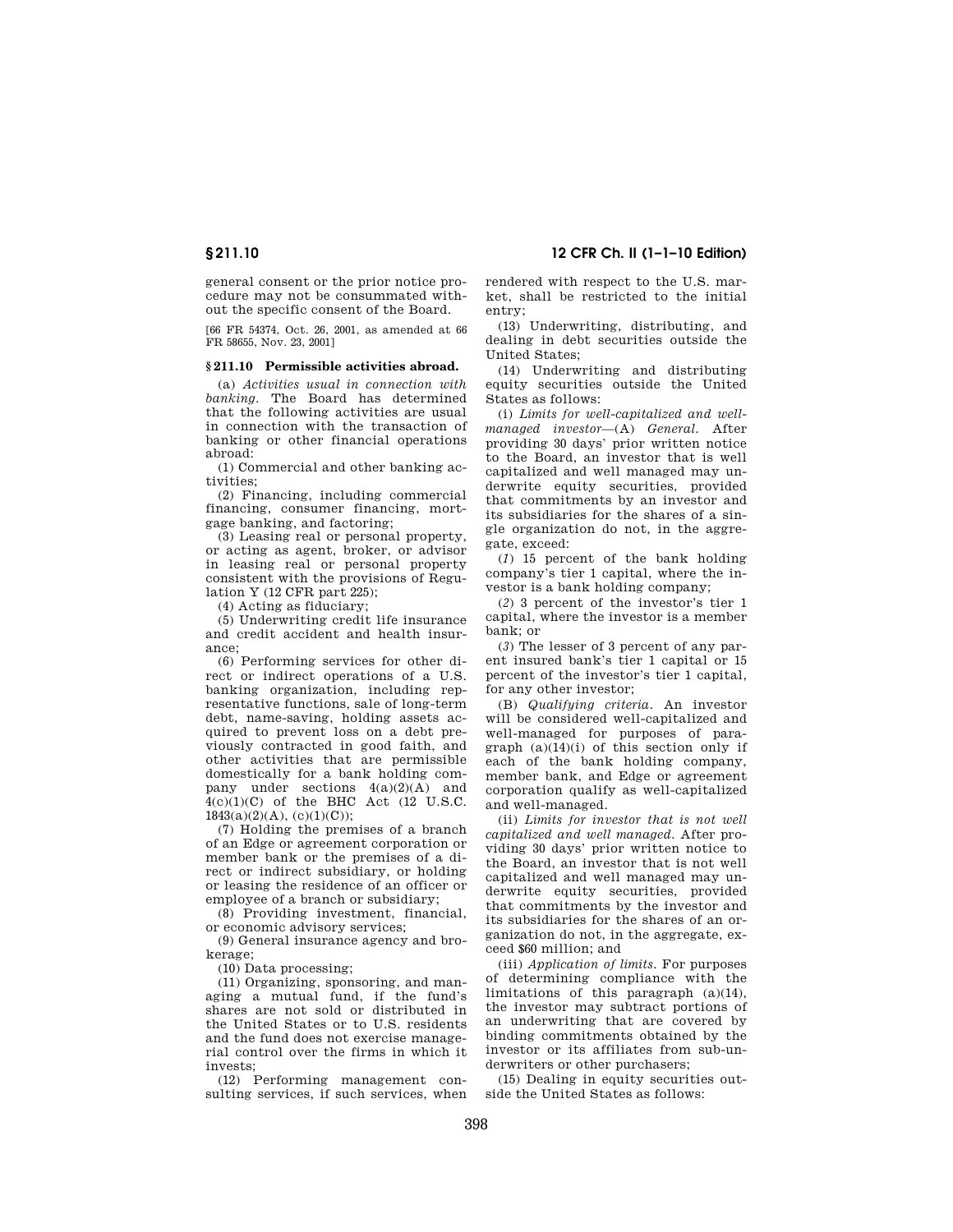general consent or the prior notice procedure may not be consummated without the specific consent of the Board.

[66 FR 54374, Oct. 26, 2001, as amended at 66 FR 58655, Nov. 23, 2001]

## § 211.10 Permissible activities abroad.

(a) *Activities usual in connection with banking.* The Board has determined that the following activities are usual in connection with the transaction of banking or other financial operations abroad:

(1) Commercial and other banking activities;

(2) Financing, including commercial financing, consumer financing, mortgage banking, and factoring;

(3) Leasing real or personal property, or acting as agent, broker, or advisor in leasing real or personal property consistent with the provisions of Regulation Y (12 CFR part 225);

(4) Acting as fiduciary;

(5) Underwriting credit life insurance and credit accident and health insurance;

(6) Performing services for other direct or indirect operations of a U.S. banking organization, including representative functions, sale of long-term debt, name-saving, holding assets acquired to prevent loss on a debt previously contracted in good faith, and other activities that are permissible domestically for a bank holding company under sections 4(a)(2)(A) and 4(c)(1)(C) of the BHC Act (12 U.S.C. 1843(a)(2)(A), (c)(1)(C));

(7) Holding the premises of a branch of an Edge or agreement corporation or member bank or the premises of a direct or indirect subsidiary, or holding or leasing the residence of an officer or employee of a branch or subsidiary;

(8) Providing investment, financial, or economic advisory services;

(9) General insurance agency and brokerage;

(10) Data processing;

(11) Organizing, sponsoring, and managing a mutual fund, if the fund's shares are not sold or distributed in the United States or to U.S. residents and the fund does not exercise managerial control over the firms in which it invests;

(12) Performing management consulting services, if such services, when rendered with respect to the U.S. market, shall be restricted to the initial entry;

(13) Underwriting, distributing, and dealing in debt securities outside the United States;

(14) Underwriting and distributing equity securities outside the United States as follows:

(i) *Limits for well-capitalized and well-managed investor*—(A) *General.* After providing 30 days' prior written notice to the Board, an investor that is well capitalized and well managed may underwrite equity securities, provided that commitments by an investor and its subsidiaries for the shares of a single organization do not, in the aggregate, exceed:

(*1*) 15 percent of the bank holding company's tier 1 capital, where the investor is a bank holding company;

(*2*) 3 percent of the investor's tier 1 capital, where the investor is a member bank; or

(*3*) The lesser of 3 percent of any parent insured bank's tier 1 capital or 15 percent of the investor's tier 1 capital, for any other investor;

(B) *Qualifying criteria.* An investor will be considered well-capitalized and well-managed for purposes of paragraph (a)(14)(i) of this section only if each of the bank holding company, member bank, and Edge or agreement corporation qualify as well-capitalized and well-managed.

(ii) *Limits for investor that is not well capitalized and well managed.* After providing 30 days' prior written notice to the Board, an investor that is not well capitalized and well managed may underwrite equity securities, provided that commitments by the investor and its subsidiaries for the shares of an organization do not, in the aggregate, exceed $60 million; and

(iii) *Application of limits.* For purposes of determining compliance with the limitations of this paragraph (a)(14), the investor may subtract portions of an underwriting that are covered by binding commitments obtained by the investor or its affiliates from sub-underwriters or other purchasers;

(15) Dealing in equity securities outside the United States as follows: